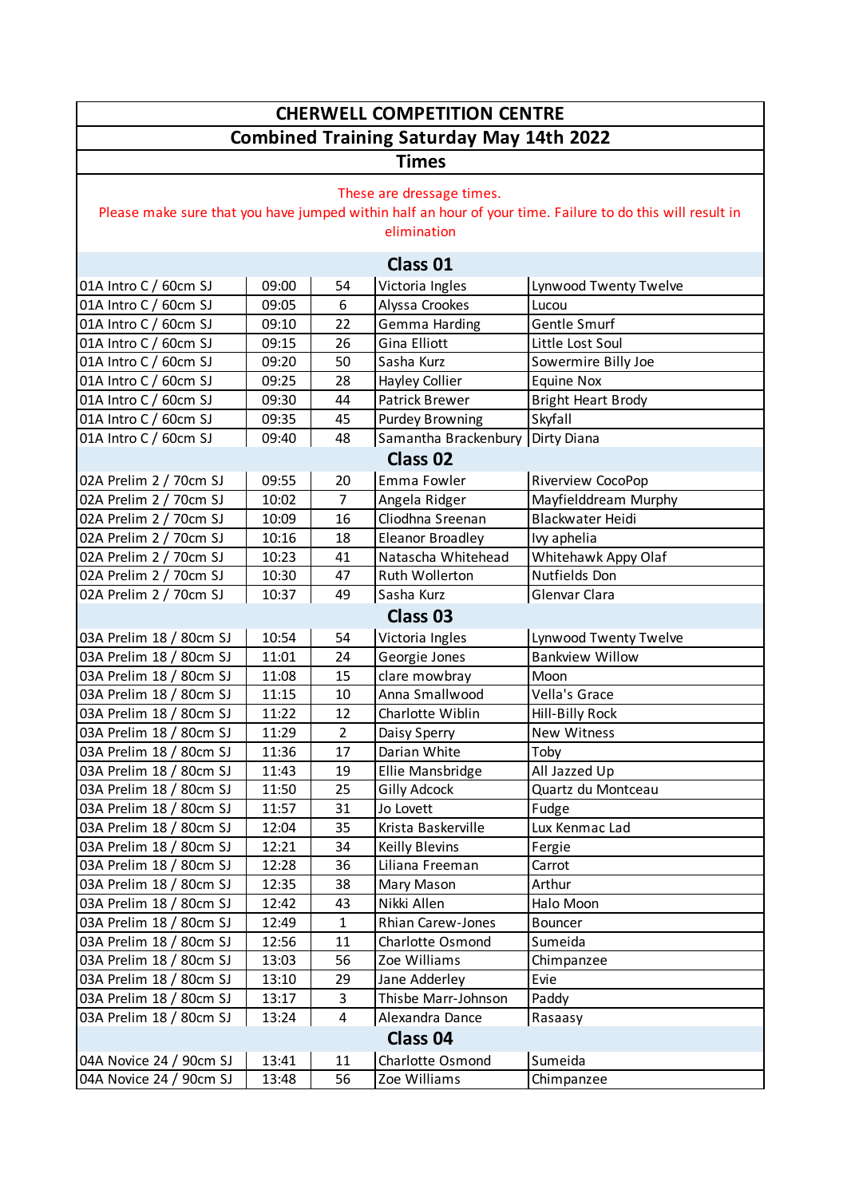# CHERWELL COMPETITION CENTRE

## Combined Training Saturday May 14th 2022

### Times

These are dressage times.
Please make sure that you have jumped within half an hour of your time. Failure to do this will result in elimination

### Class 01

| Class | Time | No. | Rider | Horse |
|---|---|---|---|---|
| 01A Intro C / 60cm SJ | 09:00 | 54 | Victoria Ingles | Lynwood Twenty Twelve |
| 01A Intro C / 60cm SJ | 09:05 | 6 | Alyssa Crookes | Lucou |
| 01A Intro C / 60cm SJ | 09:10 | 22 | Gemma Harding | Gentle Smurf |
| 01A Intro C / 60cm SJ | 09:15 | 26 | Gina Elliott | Little Lost Soul |
| 01A Intro C / 60cm SJ | 09:20 | 50 | Sasha Kurz | Sowermire Billy Joe |
| 01A Intro C / 60cm SJ | 09:25 | 28 | Hayley Collier | Equine Nox |
| 01A Intro C / 60cm SJ | 09:30 | 44 | Patrick Brewer | Bright Heart Brody |
| 01A Intro C / 60cm SJ | 09:35 | 45 | Purdey Browning | Skyfall |
| 01A Intro C / 60cm SJ | 09:40 | 48 | Samantha Brackenbury | Dirty Diana |

### Class 02

| Class | Time | No. | Rider | Horse |
|---|---|---|---|---|
| 02A Prelim 2 / 70cm SJ | 09:55 | 20 | Emma Fowler | Riverview CocoPop |
| 02A Prelim 2 / 70cm SJ | 10:02 | 7 | Angela Ridger | Mayfielddream Murphy |
| 02A Prelim 2 / 70cm SJ | 10:09 | 16 | Cliodhna Sreenan | Blackwater Heidi |
| 02A Prelim 2 / 70cm SJ | 10:16 | 18 | Eleanor Broadley | Ivy aphelia |
| 02A Prelim 2 / 70cm SJ | 10:23 | 41 | Natascha Whitehead | Whitehawk Appy Olaf |
| 02A Prelim 2 / 70cm SJ | 10:30 | 47 | Ruth Wollerton | Nutfields Don |
| 02A Prelim 2 / 70cm SJ | 10:37 | 49 | Sasha Kurz | Glenvar Clara |

### Class 03

| Class | Time | No. | Rider | Horse |
|---|---|---|---|---|
| 03A Prelim 18 / 80cm SJ | 10:54 | 54 | Victoria Ingles | Lynwood Twenty Twelve |
| 03A Prelim 18 / 80cm SJ | 11:01 | 24 | Georgie Jones | Bankview Willow |
| 03A Prelim 18 / 80cm SJ | 11:08 | 15 | clare mowbray | Moon |
| 03A Prelim 18 / 80cm SJ | 11:15 | 10 | Anna Smallwood | Vella's Grace |
| 03A Prelim 18 / 80cm SJ | 11:22 | 12 | Charlotte Wiblin | Hill-Billy Rock |
| 03A Prelim 18 / 80cm SJ | 11:29 | 2 | Daisy Sperry | New Witness |
| 03A Prelim 18 / 80cm SJ | 11:36 | 17 | Darian White | Toby |
| 03A Prelim 18 / 80cm SJ | 11:43 | 19 | Ellie Mansbridge | All Jazzed Up |
| 03A Prelim 18 / 80cm SJ | 11:50 | 25 | Gilly Adcock | Quartz du Montceau |
| 03A Prelim 18 / 80cm SJ | 11:57 | 31 | Jo Lovett | Fudge |
| 03A Prelim 18 / 80cm SJ | 12:04 | 35 | Krista Baskerville | Lux Kenmac Lad |
| 03A Prelim 18 / 80cm SJ | 12:21 | 34 | Keilly Blevins | Fergie |
| 03A Prelim 18 / 80cm SJ | 12:28 | 36 | Liliana Freeman | Carrot |
| 03A Prelim 18 / 80cm SJ | 12:35 | 38 | Mary Mason | Arthur |
| 03A Prelim 18 / 80cm SJ | 12:42 | 43 | Nikki Allen | Halo Moon |
| 03A Prelim 18 / 80cm SJ | 12:49 | 1 | Rhian Carew-Jones | Bouncer |
| 03A Prelim 18 / 80cm SJ | 12:56 | 11 | Charlotte Osmond | Sumeida |
| 03A Prelim 18 / 80cm SJ | 13:03 | 56 | Zoe Williams | Chimpanzee |
| 03A Prelim 18 / 80cm SJ | 13:10 | 29 | Jane Adderley | Evie |
| 03A Prelim 18 / 80cm SJ | 13:17 | 3 | Thisbe Marr-Johnson | Paddy |
| 03A Prelim 18 / 80cm SJ | 13:24 | 4 | Alexandra Dance | Rasaasy |

### Class 04

| Class | Time | No. | Rider | Horse |
|---|---|---|---|---|
| 04A Novice 24 / 90cm SJ | 13:41 | 11 | Charlotte Osmond | Sumeida |
| 04A Novice 24 / 90cm SJ | 13:48 | 56 | Zoe Williams | Chimpanzee |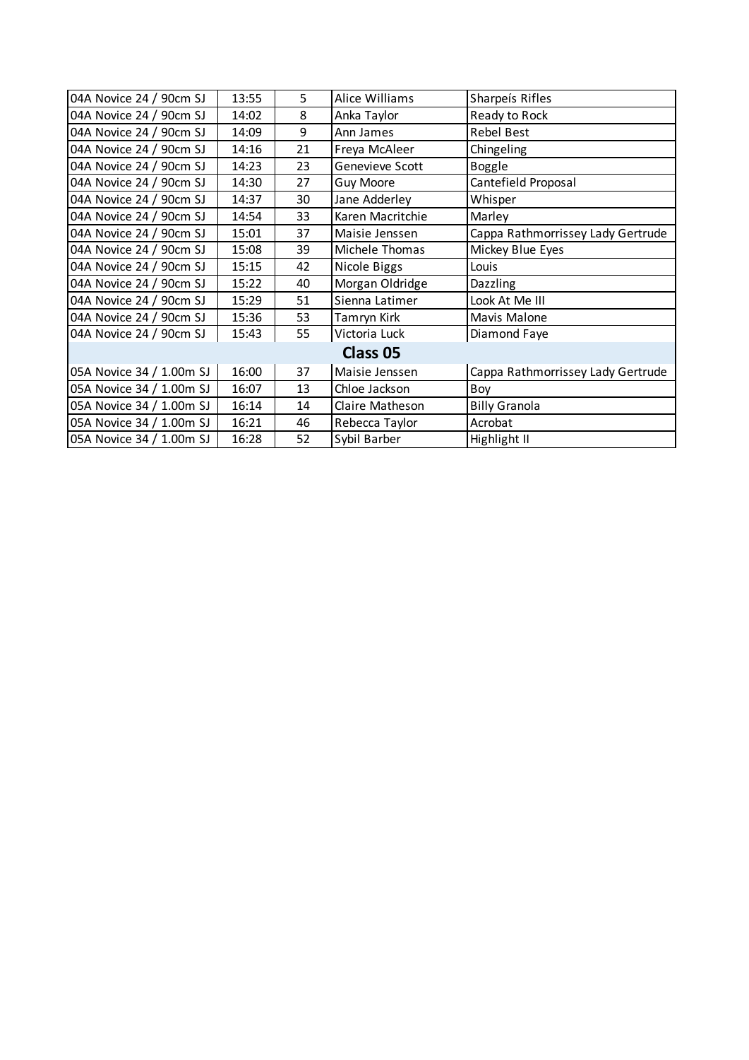| | | | | |
|---|---|---|---|---|
| 04A Novice 24 / 90cm SJ | 13:55 | 5 | Alice Williams | Sharpeís Rifles |
| 04A Novice 24 / 90cm SJ | 14:02 | 8 | Anka Taylor | Ready to Rock |
| 04A Novice 24 / 90cm SJ | 14:09 | 9 | Ann James | Rebel Best |
| 04A Novice 24 / 90cm SJ | 14:16 | 21 | Freya McAleer | Chingeling |
| 04A Novice 24 / 90cm SJ | 14:23 | 23 | Genevieve Scott | Boggle |
| 04A Novice 24 / 90cm SJ | 14:30 | 27 | Guy Moore | Cantefield Proposal |
| 04A Novice 24 / 90cm SJ | 14:37 | 30 | Jane Adderley | Whisper |
| 04A Novice 24 / 90cm SJ | 14:54 | 33 | Karen Macritchie | Marley |
| 04A Novice 24 / 90cm SJ | 15:01 | 37 | Maisie Jenssen | Cappa Rathmorrissey Lady Gertrude |
| 04A Novice 24 / 90cm SJ | 15:08 | 39 | Michele Thomas | Mickey Blue Eyes |
| 04A Novice 24 / 90cm SJ | 15:15 | 42 | Nicole Biggs | Louis |
| 04A Novice 24 / 90cm SJ | 15:22 | 40 | Morgan Oldridge | Dazzling |
| 04A Novice 24 / 90cm SJ | 15:29 | 51 | Sienna Latimer | Look At Me III |
| 04A Novice 24 / 90cm SJ | 15:36 | 53 | Tamryn Kirk | Mavis Malone |
| 04A Novice 24 / 90cm SJ | 15:43 | 55 | Victoria Luck | Diamond Faye |
| **Class 05** | | | | |
| 05A Novice 34 / 1.00m SJ | 16:00 | 37 | Maisie Jenssen | Cappa Rathmorrissey Lady Gertrude |
| 05A Novice 34 / 1.00m SJ | 16:07 | 13 | Chloe Jackson | Boy |
| 05A Novice 34 / 1.00m SJ | 16:14 | 14 | Claire Matheson | Billy Granola |
| 05A Novice 34 / 1.00m SJ | 16:21 | 46 | Rebecca Taylor | Acrobat |
| 05A Novice 34 / 1.00m SJ | 16:28 | 52 | Sybil Barber | Highlight II |